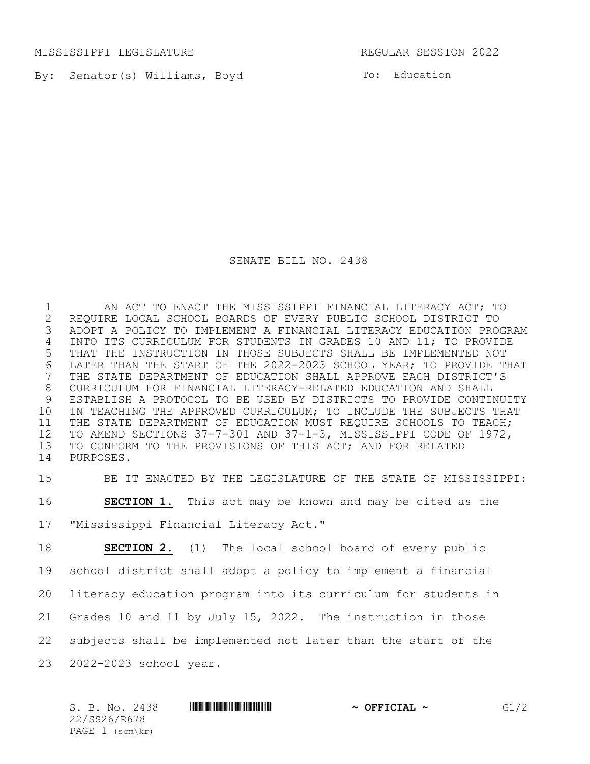MISSISSIPPI LEGISLATURE REGULAR SESSION 2022

By: Senator(s) Williams, Boyd

To: Education

# SENATE BILL NO. 2438

AN ACT TO ENACT THE MISSISSIPPI FINANCIAL LITERACY ACT; TO REQUIRE LOCAL SCHOOL BOARDS OF EVERY PUBLIC SCHOOL DISTRICT TO ADOPT A POLICY TO IMPLEMENT A FINANCIAL LITERACY EDUCATION PROGRAM INTO ITS CURRICULUM FOR STUDENTS IN GRADES 10 AND 11; TO PROVIDE THAT THE INSTRUCTION IN THOSE SUBJECTS SHALL BE IMPLEMENTED NOT LATER THAN THE START OF THE 2022-2023 SCHOOL YEAR; TO PROVIDE THAT THE STATE DEPARTMENT OF EDUCATION SHALL APPROVE EACH DISTRICT'S CURRICULUM FOR FINANCIAL LITERACY-RELATED EDUCATION AND SHALL ESTABLISH A PROTOCOL TO BE USED BY DISTRICTS TO PROVIDE CONTINUITY IN TEACHING THE APPROVED CURRICULUM; TO INCLUDE THE SUBJECTS THAT THE STATE DEPARTMENT OF EDUCATION MUST REQUIRE SCHOOLS TO TEACH; TO AMEND SECTIONS 37-7-301 AND 37-1-3, MISSISSIPPI CODE OF 1972, TO CONFORM TO THE PROVISIONS OF THIS ACT; AND FOR RELATED PURPOSES.

BE IT ENACTED BY THE LEGISLATURE OF THE STATE OF MISSISSIPPI:

**SECTION 1.** This act may be known and may be cited as the "Mississippi Financial Literacy Act."

**SECTION 2.** (1) The local school board of every public school district shall adopt a policy to implement a financial literacy education program into its curriculum for students in Grades 10 and 11 by July 15, 2022. The instruction in those subjects shall be implemented not later than the start of the 2022-2023 school year.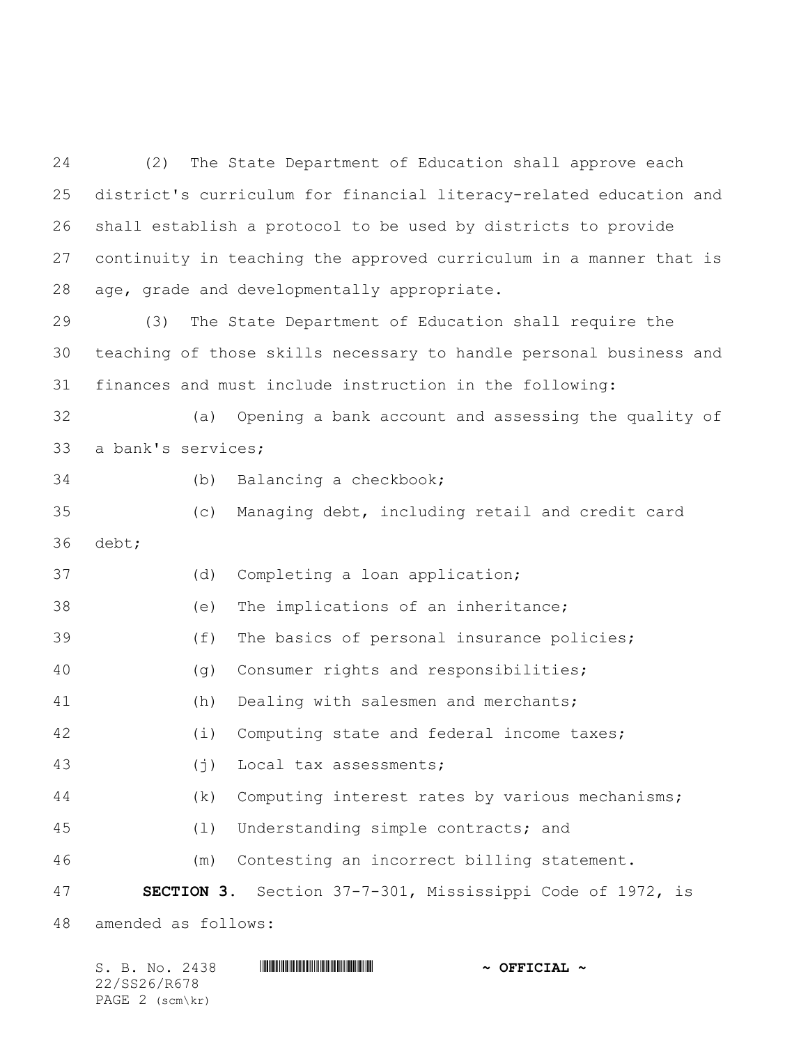(2) The State Department of Education shall approve each district's curriculum for financial literacy-related education and shall establish a protocol to be used by districts to provide continuity in teaching the approved curriculum in a manner that is age, grade and developmentally appropriate.

(3) The State Department of Education shall require the teaching of those skills necessary to handle personal business and finances and must include instruction in the following:

(a) Opening a bank account and assessing the quality of a bank's services;

(b) Balancing a checkbook;

(c) Managing debt, including retail and credit card debt;

(d) Completing a loan application;

(e) The implications of an inheritance;

(f) The basics of personal insurance policies;

(g) Consumer rights and responsibilities;

(h) Dealing with salesmen and merchants;

(i) Computing state and federal income taxes;

(j) Local tax assessments;

(k) Computing interest rates by various mechanisms;

(l) Understanding simple contracts; and

(m) Contesting an incorrect billing statement.

**SECTION 3.** Section 37-7-301, Mississippi Code of 1972, is amended as follows: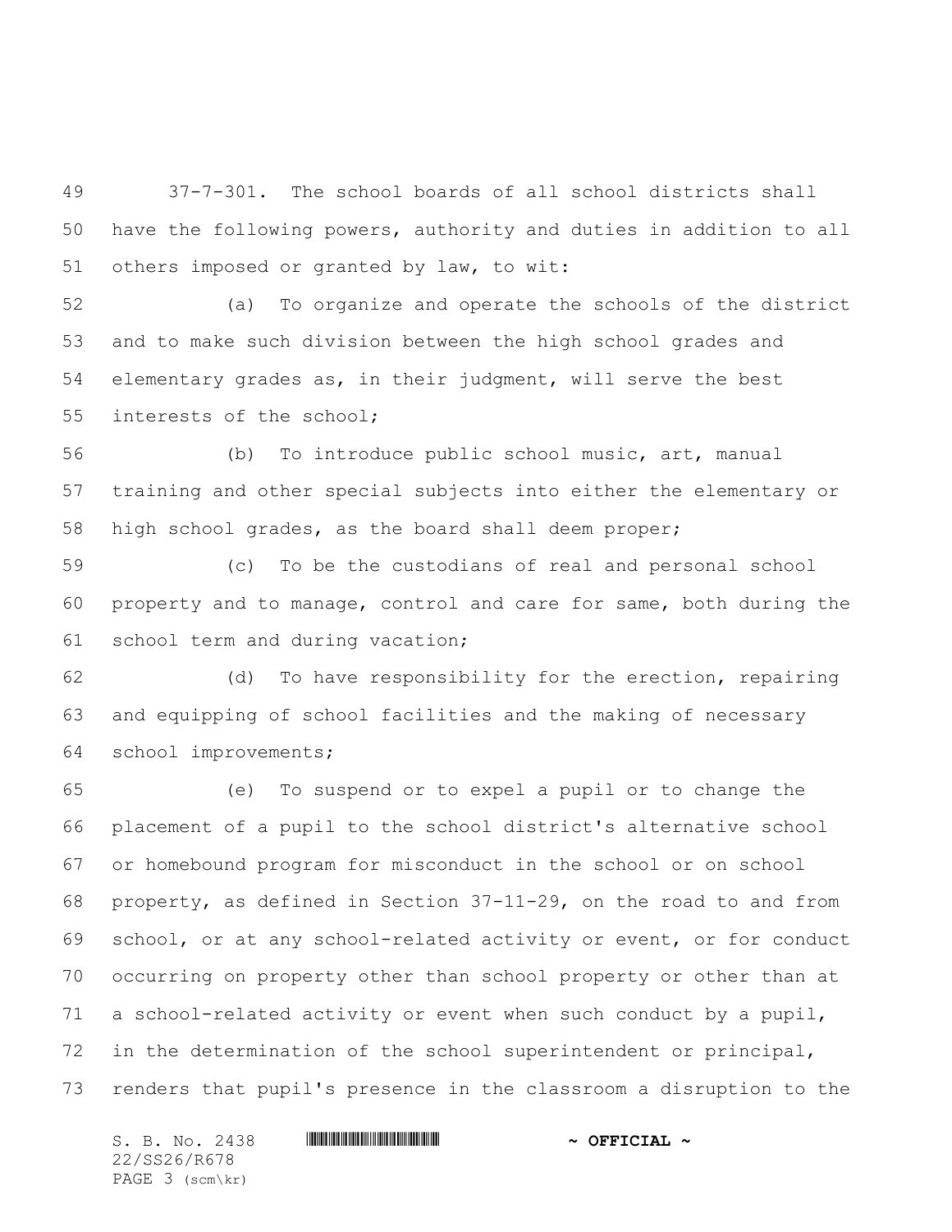37-7-301. The school boards of all school districts shall have the following powers, authority and duties in addition to all others imposed or granted by law, to wit:

(a) To organize and operate the schools of the district and to make such division between the high school grades and elementary grades as, in their judgment, will serve the best interests of the school;

(b) To introduce public school music, art, manual training and other special subjects into either the elementary or high school grades, as the board shall deem proper;

(c) To be the custodians of real and personal school property and to manage, control and care for same, both during the school term and during vacation;

(d) To have responsibility for the erection, repairing and equipping of school facilities and the making of necessary school improvements;

(e) To suspend or to expel a pupil or to change the placement of a pupil to the school district's alternative school or homebound program for misconduct in the school or on school property, as defined in Section 37-11-29, on the road to and from school, or at any school-related activity or event, or for conduct occurring on property other than school property or other than at a school-related activity or event when such conduct by a pupil, in the determination of the school superintendent or principal, renders that pupil's presence in the classroom a disruption to the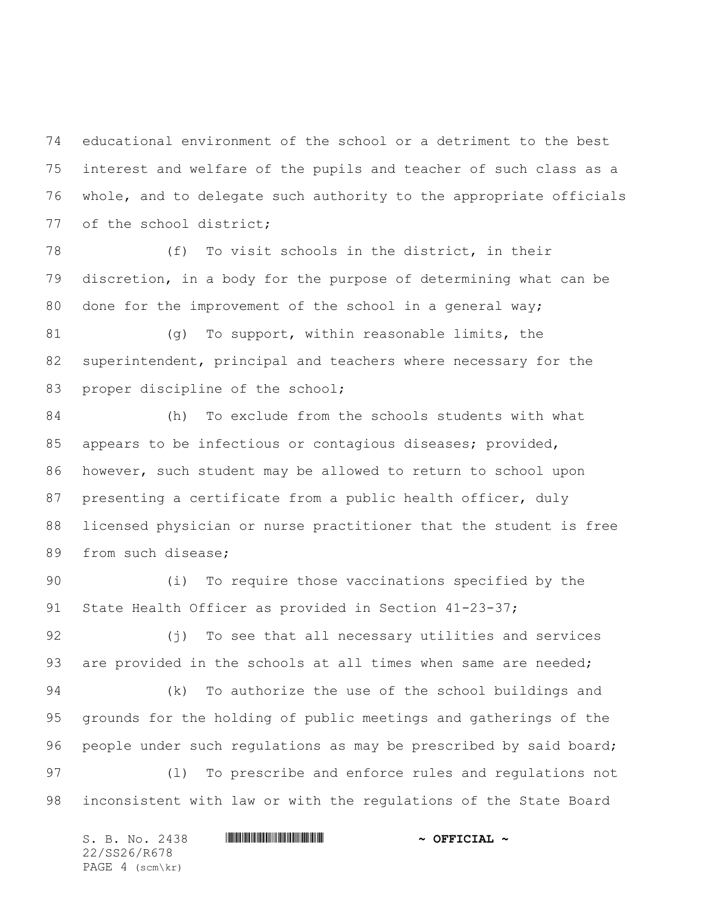educational environment of the school or a detriment to the best interest and welfare of the pupils and teacher of such class as a whole, and to delegate such authority to the appropriate officials of the school district;

(f) To visit schools in the district, in their discretion, in a body for the purpose of determining what can be done for the improvement of the school in a general way;

(g) To support, within reasonable limits, the superintendent, principal and teachers where necessary for the proper discipline of the school;

(h) To exclude from the schools students with what appears to be infectious or contagious diseases; provided, however, such student may be allowed to return to school upon presenting a certificate from a public health officer, duly licensed physician or nurse practitioner that the student is free from such disease;

(i) To require those vaccinations specified by the State Health Officer as provided in Section 41-23-37;

(j) To see that all necessary utilities and services are provided in the schools at all times when same are needed;

(k) To authorize the use of the school buildings and grounds for the holding of public meetings and gatherings of the people under such regulations as may be prescribed by said board;

(l) To prescribe and enforce rules and regulations not inconsistent with law or with the regulations of the State Board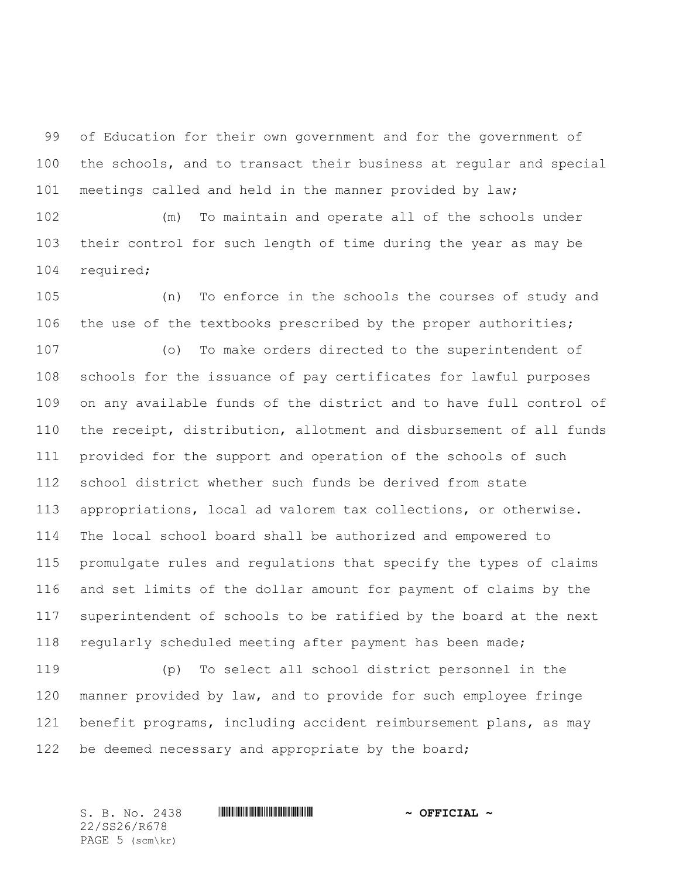of Education for their own government and for the government of the schools, and to transact their business at regular and special meetings called and held in the manner provided by law;

(m) To maintain and operate all of the schools under their control for such length of time during the year as may be required;

(n) To enforce in the schools the courses of study and the use of the textbooks prescribed by the proper authorities;

(o) To make orders directed to the superintendent of schools for the issuance of pay certificates for lawful purposes on any available funds of the district and to have full control of the receipt, distribution, allotment and disbursement of all funds provided for the support and operation of the schools of such school district whether such funds be derived from state appropriations, local ad valorem tax collections, or otherwise. The local school board shall be authorized and empowered to promulgate rules and regulations that specify the types of claims and set limits of the dollar amount for payment of claims by the superintendent of schools to be ratified by the board at the next regularly scheduled meeting after payment has been made;

(p) To select all school district personnel in the manner provided by law, and to provide for such employee fringe benefit programs, including accident reimbursement plans, as may be deemed necessary and appropriate by the board;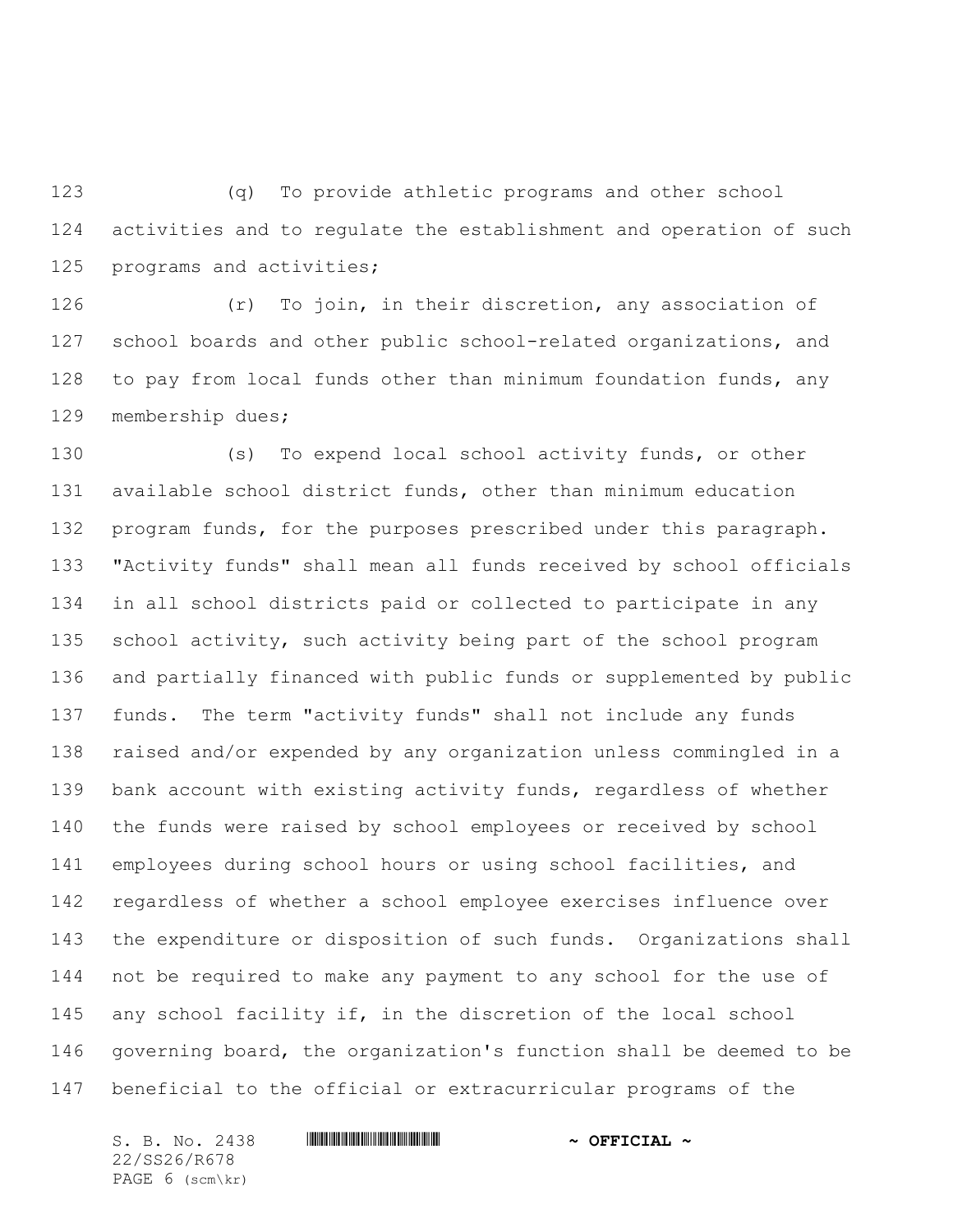(q) To provide athletic programs and other school activities and to regulate the establishment and operation of such programs and activities;

(r) To join, in their discretion, any association of school boards and other public school-related organizations, and to pay from local funds other than minimum foundation funds, any membership dues;

(s) To expend local school activity funds, or other available school district funds, other than minimum education program funds, for the purposes prescribed under this paragraph. "Activity funds" shall mean all funds received by school officials in all school districts paid or collected to participate in any school activity, such activity being part of the school program and partially financed with public funds or supplemented by public funds. The term "activity funds" shall not include any funds raised and/or expended by any organization unless commingled in a bank account with existing activity funds, regardless of whether the funds were raised by school employees or received by school employees during school hours or using school facilities, and regardless of whether a school employee exercises influence over the expenditure or disposition of such funds. Organizations shall not be required to make any payment to any school for the use of any school facility if, in the discretion of the local school governing board, the organization's function shall be deemed to be beneficial to the official or extracurricular programs of the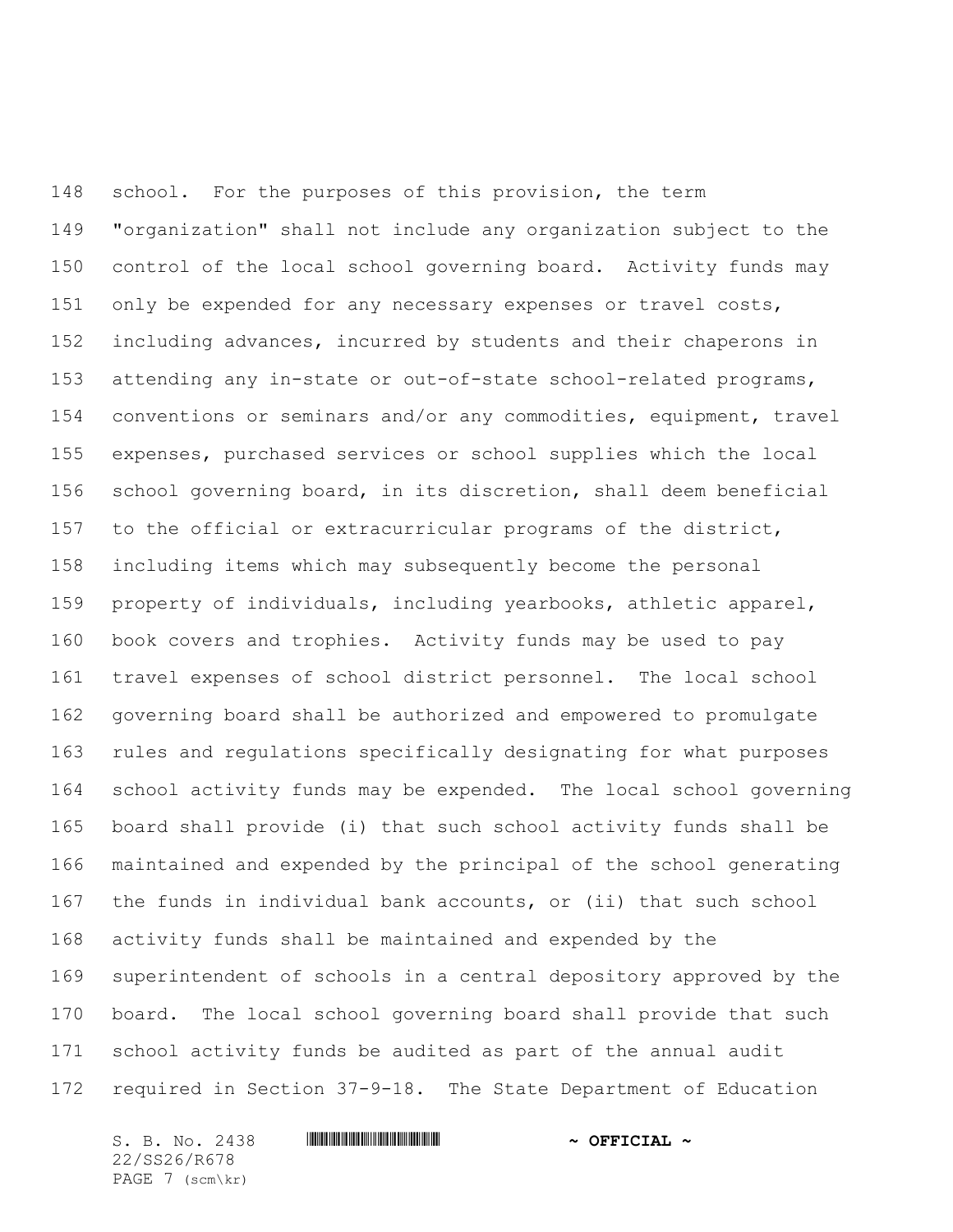school. For the purposes of this provision, the term "organization" shall not include any organization subject to the control of the local school governing board. Activity funds may only be expended for any necessary expenses or travel costs, including advances, incurred by students and their chaperons in attending any in-state or out-of-state school-related programs, conventions or seminars and/or any commodities, equipment, travel expenses, purchased services or school supplies which the local school governing board, in its discretion, shall deem beneficial to the official or extracurricular programs of the district, including items which may subsequently become the personal property of individuals, including yearbooks, athletic apparel, book covers and trophies. Activity funds may be used to pay travel expenses of school district personnel. The local school governing board shall be authorized and empowered to promulgate rules and regulations specifically designating for what purposes school activity funds may be expended. The local school governing board shall provide (i) that such school activity funds shall be maintained and expended by the principal of the school generating the funds in individual bank accounts, or (ii) that such school activity funds shall be maintained and expended by the superintendent of schools in a central depository approved by the board. The local school governing board shall provide that such school activity funds be audited as part of the annual audit required in Section 37-9-18. The State Department of Education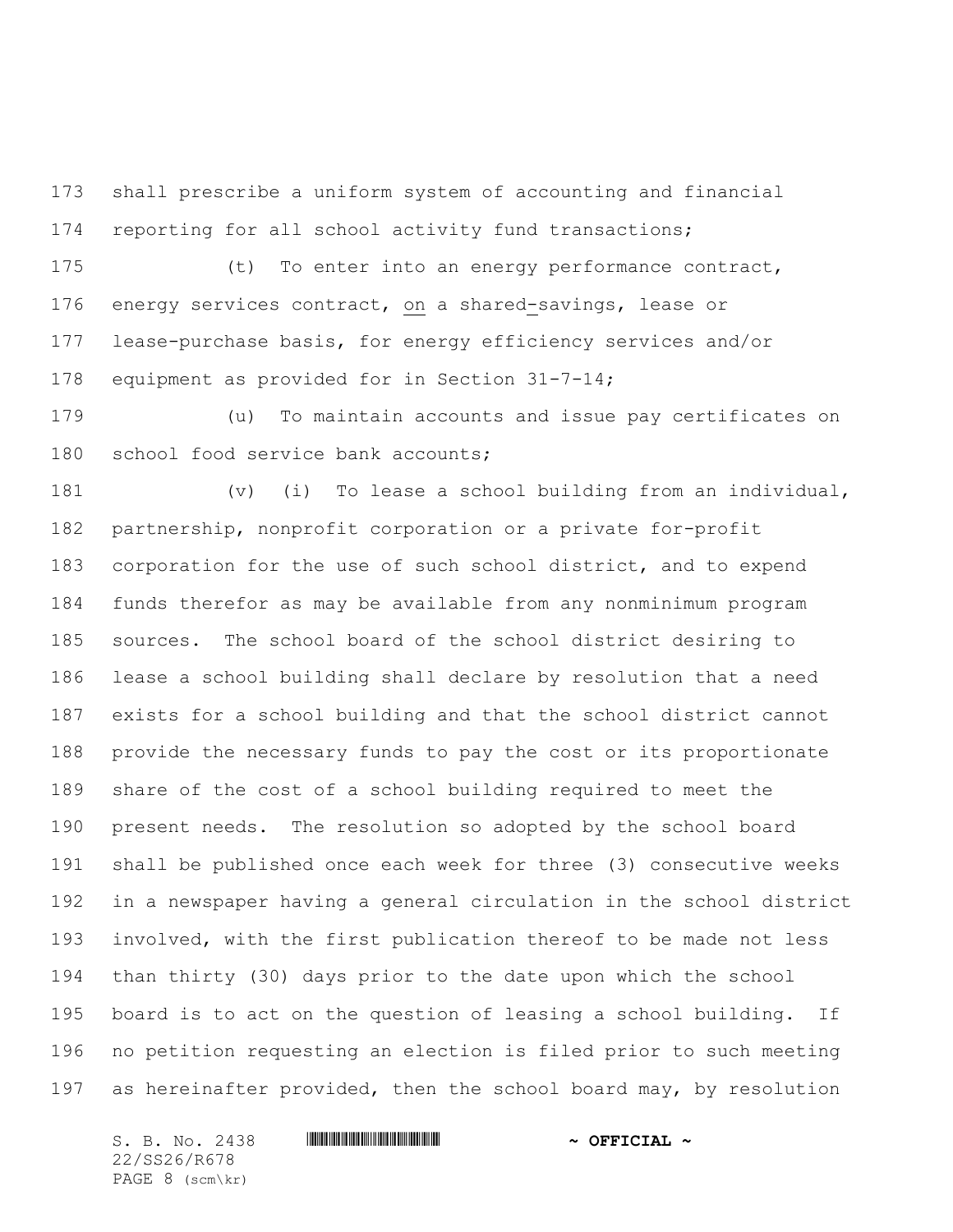shall prescribe a uniform system of accounting and financial reporting for all school activity fund transactions;

(t) To enter into an energy performance contract, energy services contract, on a shared-savings, lease or lease-purchase basis, for energy efficiency services and/or equipment as provided for in Section 31-7-14;

(u) To maintain accounts and issue pay certificates on school food service bank accounts;

(v) (i) To lease a school building from an individual, partnership, nonprofit corporation or a private for-profit corporation for the use of such school district, and to expend funds therefor as may be available from any nonminimum program sources. The school board of the school district desiring to lease a school building shall declare by resolution that a need exists for a school building and that the school district cannot provide the necessary funds to pay the cost or its proportionate share of the cost of a school building required to meet the present needs. The resolution so adopted by the school board shall be published once each week for three (3) consecutive weeks in a newspaper having a general circulation in the school district involved, with the first publication thereof to be made not less than thirty (30) days prior to the date upon which the school board is to act on the question of leasing a school building. If no petition requesting an election is filed prior to such meeting as hereinafter provided, then the school board may, by resolution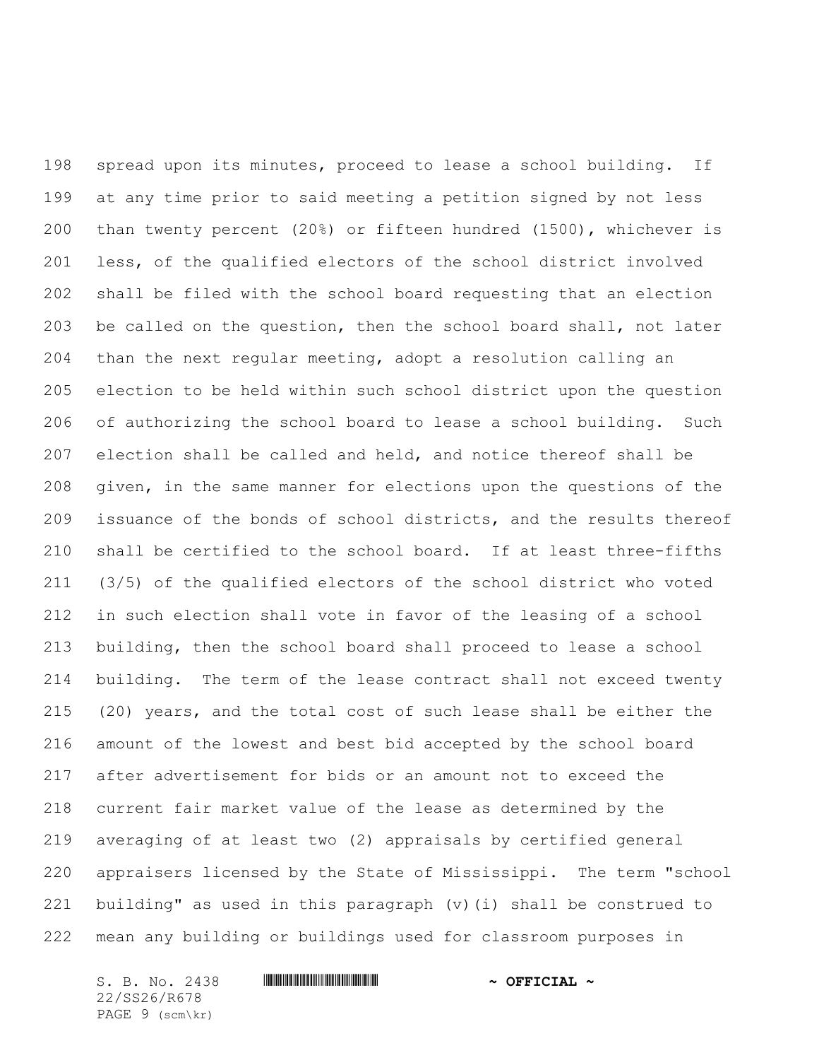spread upon its minutes, proceed to lease a school building. If at any time prior to said meeting a petition signed by not less than twenty percent (20%) or fifteen hundred (1500), whichever is less, of the qualified electors of the school district involved shall be filed with the school board requesting that an election be called on the question, then the school board shall, not later than the next regular meeting, adopt a resolution calling an election to be held within such school district upon the question of authorizing the school board to lease a school building. Such election shall be called and held, and notice thereof shall be given, in the same manner for elections upon the questions of the issuance of the bonds of school districts, and the results thereof shall be certified to the school board. If at least three-fifths (3/5) of the qualified electors of the school district who voted in such election shall vote in favor of the leasing of a school building, then the school board shall proceed to lease a school building. The term of the lease contract shall not exceed twenty (20) years, and the total cost of such lease shall be either the amount of the lowest and best bid accepted by the school board after advertisement for bids or an amount not to exceed the current fair market value of the lease as determined by the averaging of at least two (2) appraisals by certified general appraisers licensed by the State of Mississippi. The term "school building" as used in this paragraph (v)(i) shall be construed to mean any building or buildings used for classroom purposes in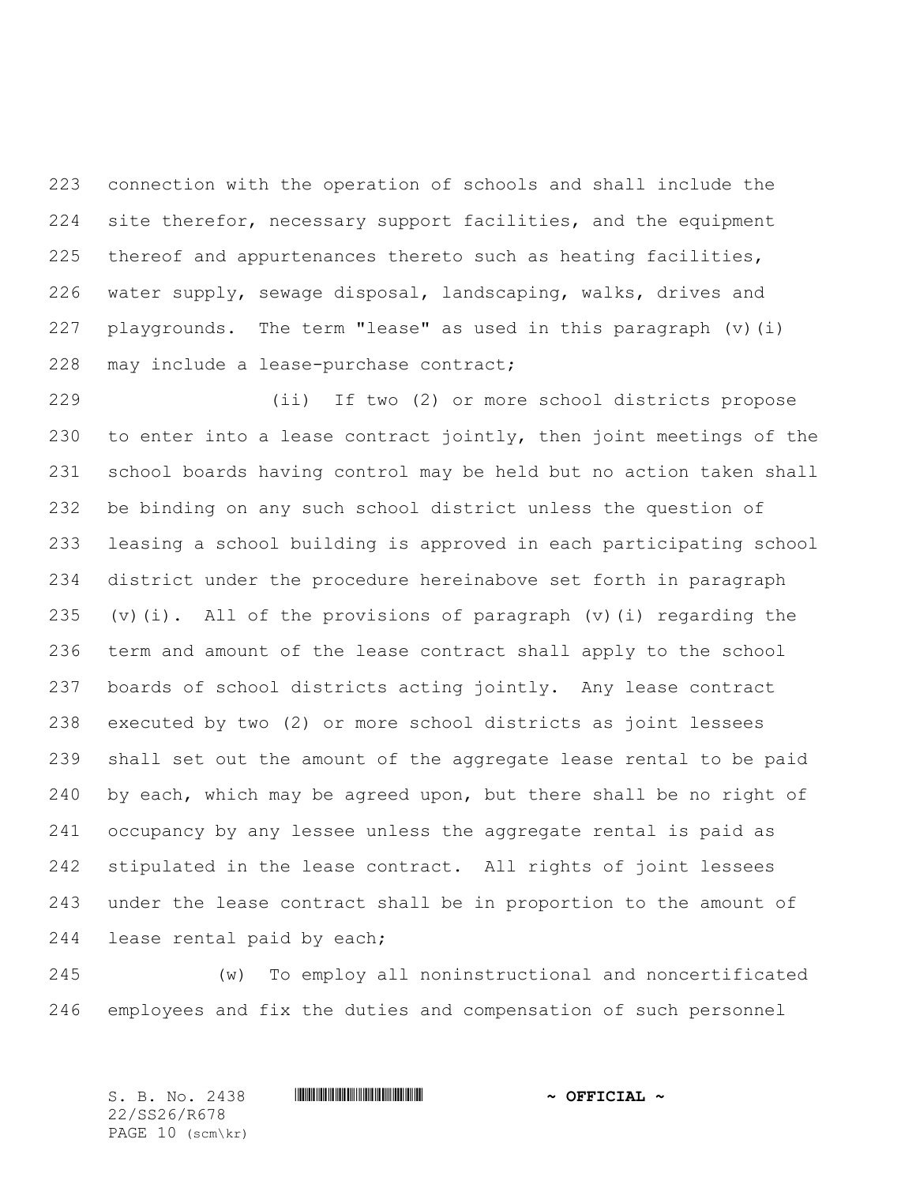connection with the operation of schools and shall include the site therefor, necessary support facilities, and the equipment thereof and appurtenances thereto such as heating facilities, water supply, sewage disposal, landscaping, walks, drives and playgrounds. The term "lease" as used in this paragraph (v)(i) may include a lease-purchase contract;

(ii) If two (2) or more school districts propose to enter into a lease contract jointly, then joint meetings of the school boards having control may be held but no action taken shall be binding on any such school district unless the question of leasing a school building is approved in each participating school district under the procedure hereinabove set forth in paragraph (v)(i). All of the provisions of paragraph (v)(i) regarding the term and amount of the lease contract shall apply to the school boards of school districts acting jointly. Any lease contract executed by two (2) or more school districts as joint lessees shall set out the amount of the aggregate lease rental to be paid by each, which may be agreed upon, but there shall be no right of occupancy by any lessee unless the aggregate rental is paid as stipulated in the lease contract. All rights of joint lessees under the lease contract shall be in proportion to the amount of lease rental paid by each;

(w) To employ all noninstructional and noncertificated employees and fix the duties and compensation of such personnel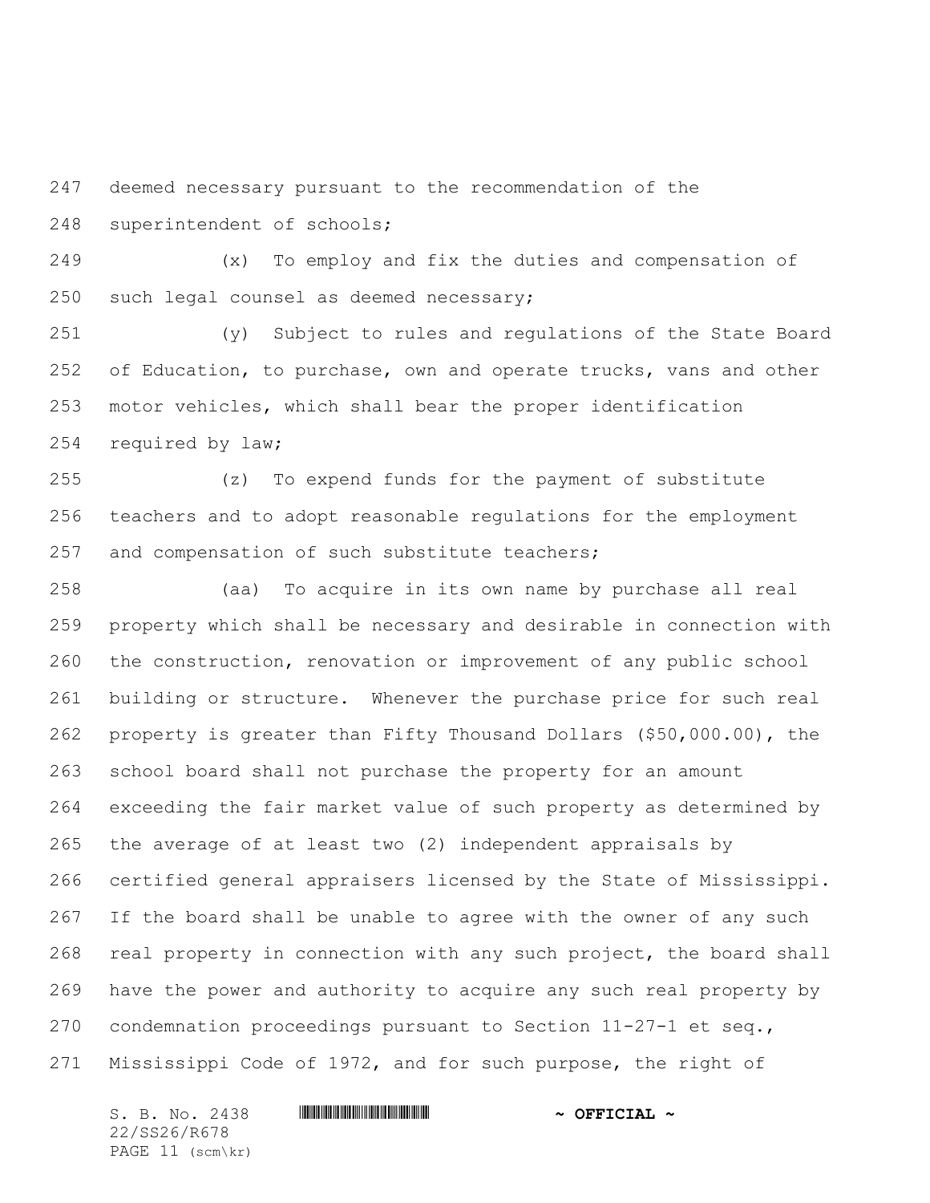deemed necessary pursuant to the recommendation of the superintendent of schools;

(x) To employ and fix the duties and compensation of such legal counsel as deemed necessary;

(y) Subject to rules and regulations of the State Board of Education, to purchase, own and operate trucks, vans and other motor vehicles, which shall bear the proper identification required by law;

(z) To expend funds for the payment of substitute teachers and to adopt reasonable regulations for the employment and compensation of such substitute teachers;

(aa) To acquire in its own name by purchase all real property which shall be necessary and desirable in connection with the construction, renovation or improvement of any public school building or structure. Whenever the purchase price for such real property is greater than Fifty Thousand Dollars ($50,000.00), the school board shall not purchase the property for an amount exceeding the fair market value of such property as determined by the average of at least two (2) independent appraisals by certified general appraisers licensed by the State of Mississippi. If the board shall be unable to agree with the owner of any such real property in connection with any such project, the board shall have the power and authority to acquire any such real property by condemnation proceedings pursuant to Section 11-27-1 et seq., Mississippi Code of 1972, and for such purpose, the right of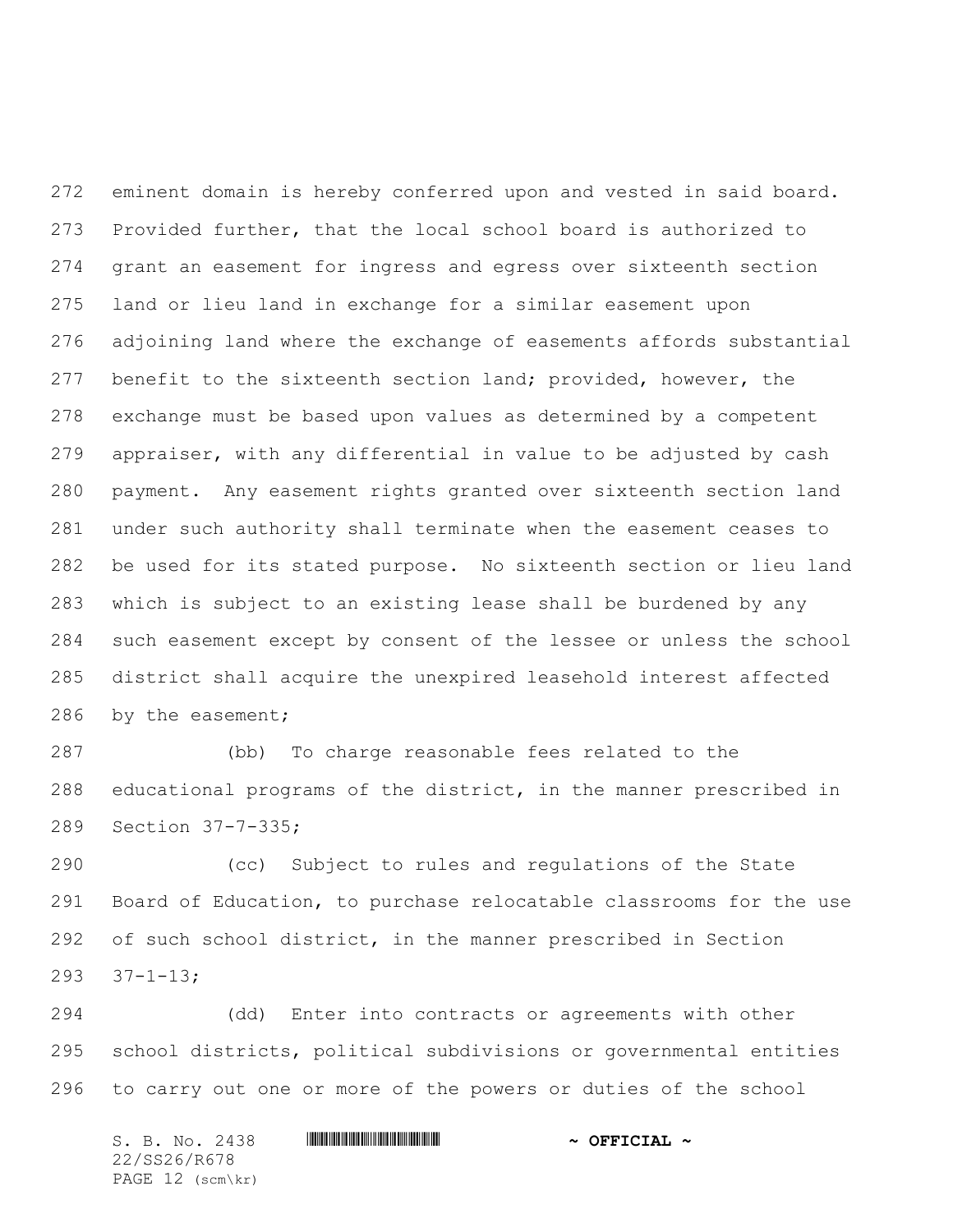eminent domain is hereby conferred upon and vested in said board. Provided further, that the local school board is authorized to grant an easement for ingress and egress over sixteenth section land or lieu land in exchange for a similar easement upon adjoining land where the exchange of easements affords substantial benefit to the sixteenth section land; provided, however, the exchange must be based upon values as determined by a competent appraiser, with any differential in value to be adjusted by cash payment. Any easement rights granted over sixteenth section land under such authority shall terminate when the easement ceases to be used for its stated purpose. No sixteenth section or lieu land which is subject to an existing lease shall be burdened by any such easement except by consent of the lessee or unless the school district shall acquire the unexpired leasehold interest affected by the easement;

(bb) To charge reasonable fees related to the educational programs of the district, in the manner prescribed in Section 37-7-335;

(cc) Subject to rules and regulations of the State Board of Education, to purchase relocatable classrooms for the use of such school district, in the manner prescribed in Section 37-1-13;

(dd) Enter into contracts or agreements with other school districts, political subdivisions or governmental entities to carry out one or more of the powers or duties of the school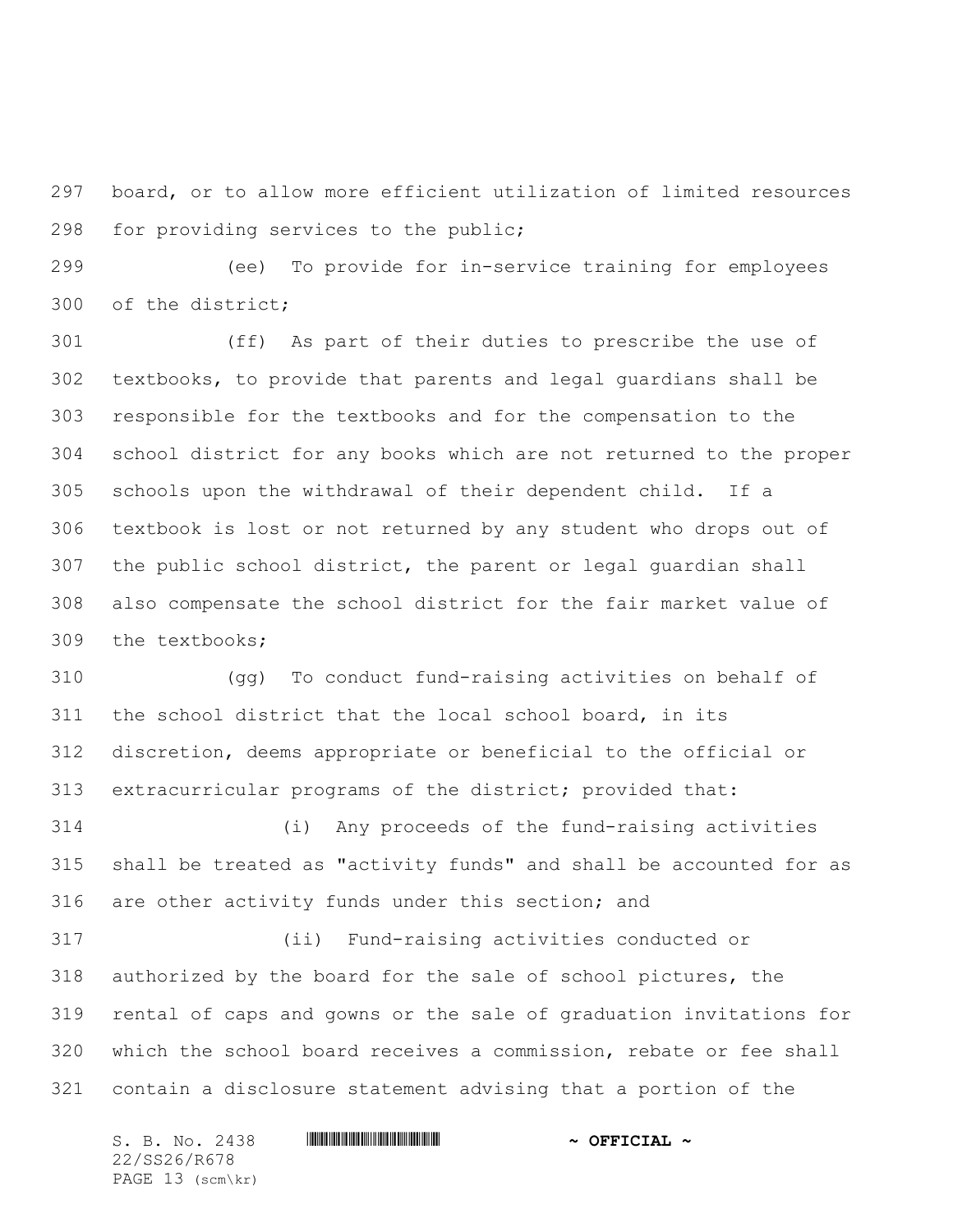board, or to allow more efficient utilization of limited resources for providing services to the public;

(ee) To provide for in-service training for employees of the district;

(ff) As part of their duties to prescribe the use of textbooks, to provide that parents and legal guardians shall be responsible for the textbooks and for the compensation to the school district for any books which are not returned to the proper schools upon the withdrawal of their dependent child. If a textbook is lost or not returned by any student who drops out of the public school district, the parent or legal guardian shall also compensate the school district for the fair market value of the textbooks;

(gg) To conduct fund-raising activities on behalf of the school district that the local school board, in its discretion, deems appropriate or beneficial to the official or extracurricular programs of the district; provided that:

(i) Any proceeds of the fund-raising activities shall be treated as "activity funds" and shall be accounted for as are other activity funds under this section; and

(ii) Fund-raising activities conducted or authorized by the board for the sale of school pictures, the rental of caps and gowns or the sale of graduation invitations for which the school board receives a commission, rebate or fee shall contain a disclosure statement advising that a portion of the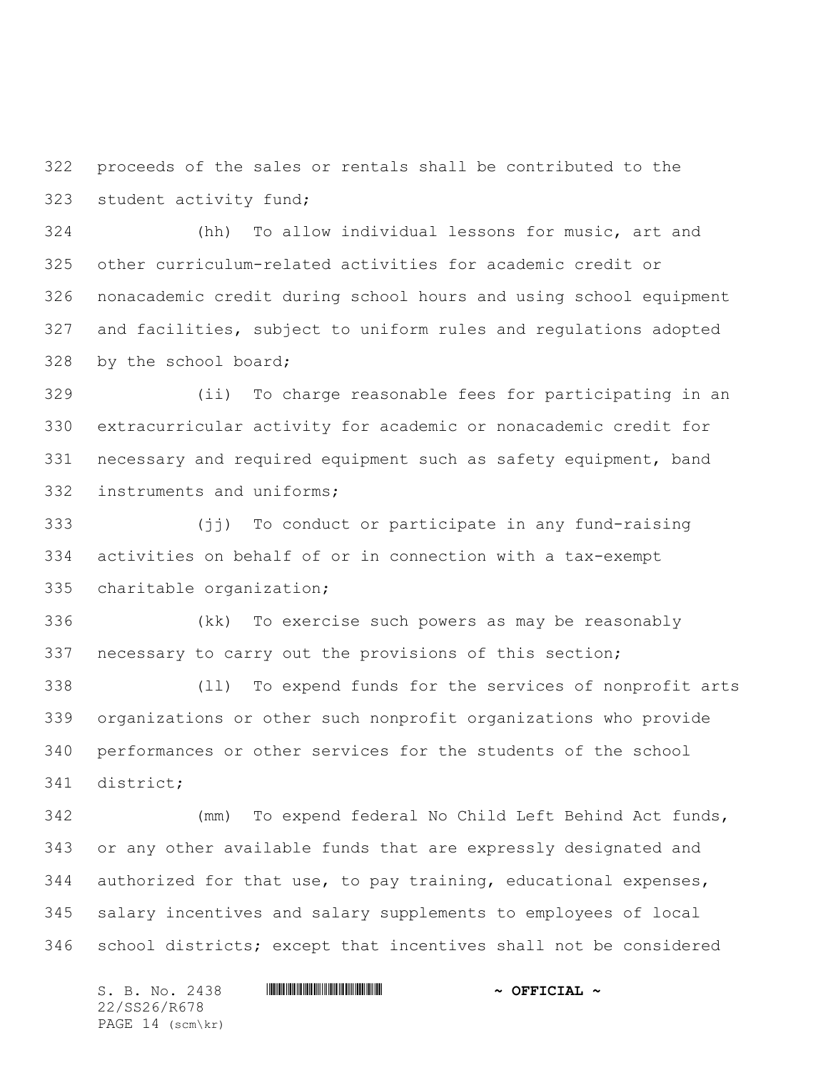proceeds of the sales or rentals shall be contributed to the student activity fund;

(hh) To allow individual lessons for music, art and other curriculum-related activities for academic credit or nonacademic credit during school hours and using school equipment and facilities, subject to uniform rules and regulations adopted by the school board;

(ii) To charge reasonable fees for participating in an extracurricular activity for academic or nonacademic credit for necessary and required equipment such as safety equipment, band instruments and uniforms;

(jj) To conduct or participate in any fund-raising activities on behalf of or in connection with a tax-exempt charitable organization;

(kk) To exercise such powers as may be reasonably necessary to carry out the provisions of this section;

(ll) To expend funds for the services of nonprofit arts organizations or other such nonprofit organizations who provide performances or other services for the students of the school district;

(mm) To expend federal No Child Left Behind Act funds, or any other available funds that are expressly designated and authorized for that use, to pay training, educational expenses, salary incentives and salary supplements to employees of local school districts; except that incentives shall not be considered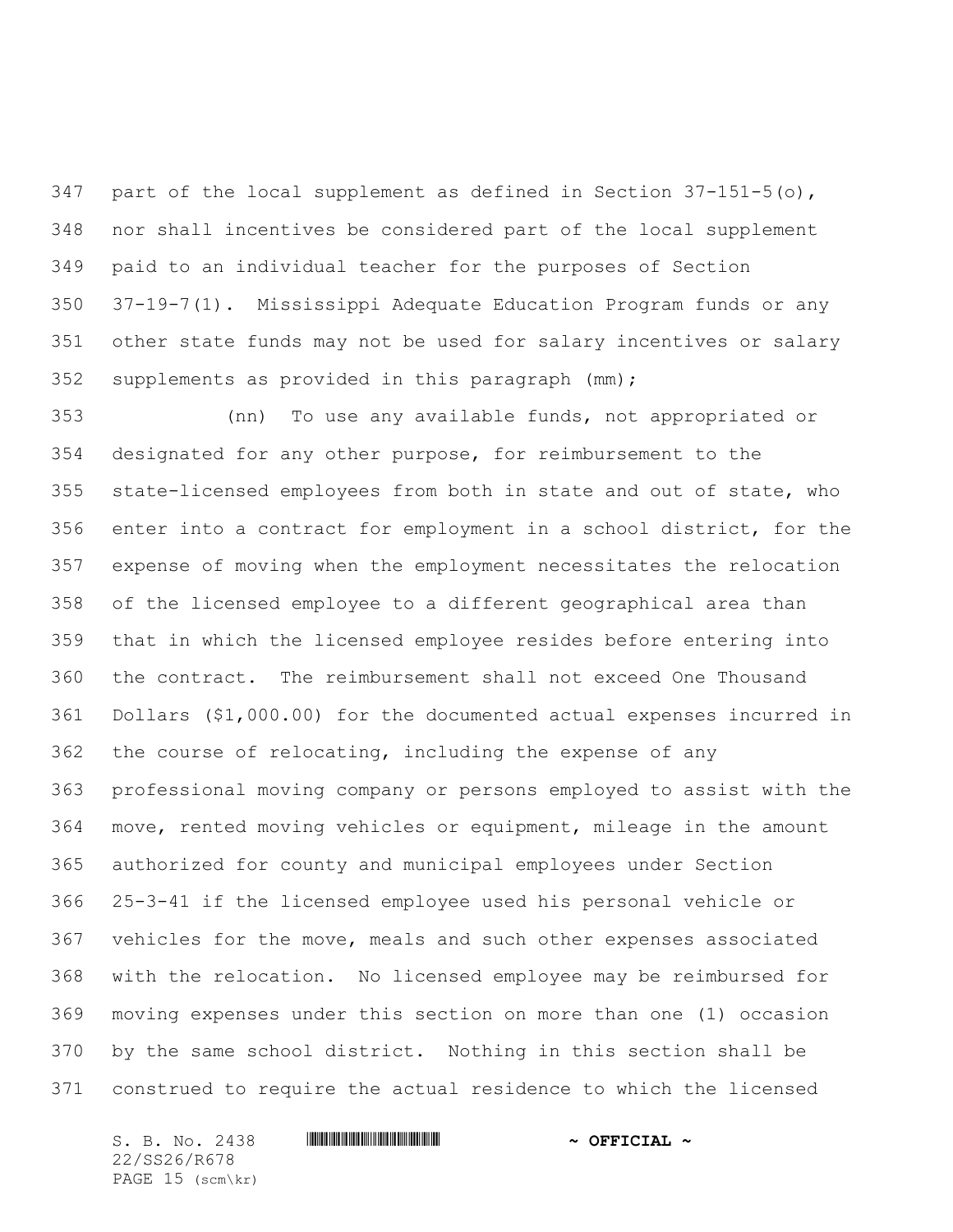part of the local supplement as defined in Section 37-151-5(o), nor shall incentives be considered part of the local supplement paid to an individual teacher for the purposes of Section 37-19-7(1). Mississippi Adequate Education Program funds or any other state funds may not be used for salary incentives or salary supplements as provided in this paragraph (mm);

(nn) To use any available funds, not appropriated or designated for any other purpose, for reimbursement to the state-licensed employees from both in state and out of state, who enter into a contract for employment in a school district, for the expense of moving when the employment necessitates the relocation of the licensed employee to a different geographical area than that in which the licensed employee resides before entering into the contract. The reimbursement shall not exceed One Thousand Dollars ($1,000.00) for the documented actual expenses incurred in the course of relocating, including the expense of any professional moving company or persons employed to assist with the move, rented moving vehicles or equipment, mileage in the amount authorized for county and municipal employees under Section 25-3-41 if the licensed employee used his personal vehicle or vehicles for the move, meals and such other expenses associated with the relocation. No licensed employee may be reimbursed for moving expenses under this section on more than one (1) occasion by the same school district. Nothing in this section shall be construed to require the actual residence to which the licensed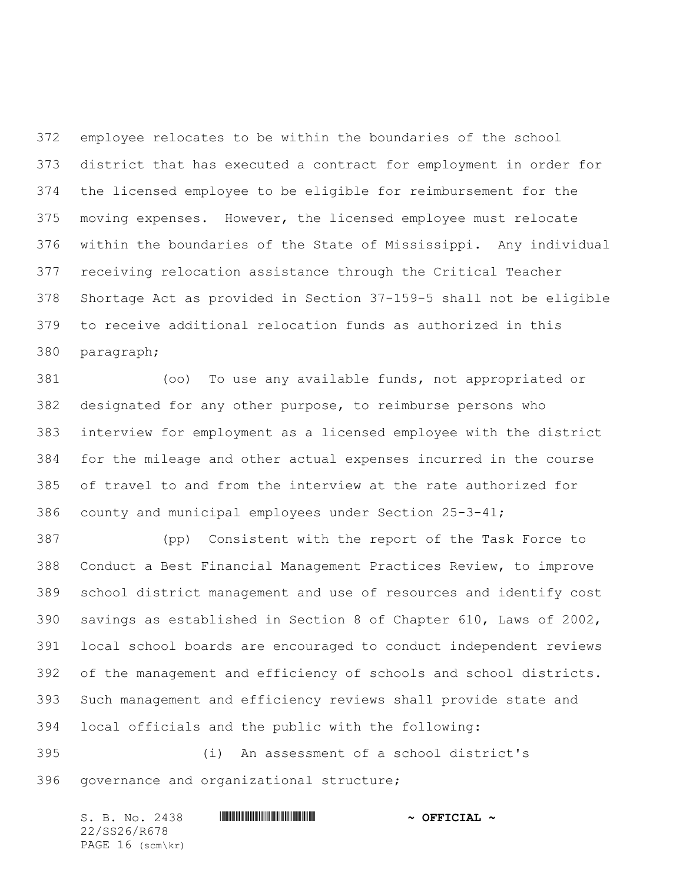employee relocates to be within the boundaries of the school district that has executed a contract for employment in order for the licensed employee to be eligible for reimbursement for the moving expenses. However, the licensed employee must relocate within the boundaries of the State of Mississippi. Any individual receiving relocation assistance through the Critical Teacher Shortage Act as provided in Section 37-159-5 shall not be eligible to receive additional relocation funds as authorized in this paragraph;

(oo) To use any available funds, not appropriated or designated for any other purpose, to reimburse persons who interview for employment as a licensed employee with the district for the mileage and other actual expenses incurred in the course of travel to and from the interview at the rate authorized for county and municipal employees under Section 25-3-41;

(pp) Consistent with the report of the Task Force to Conduct a Best Financial Management Practices Review, to improve school district management and use of resources and identify cost savings as established in Section 8 of Chapter 610, Laws of 2002, local school boards are encouraged to conduct independent reviews of the management and efficiency of schools and school districts. Such management and efficiency reviews shall provide state and local officials and the public with the following:

(i) An assessment of a school district's governance and organizational structure;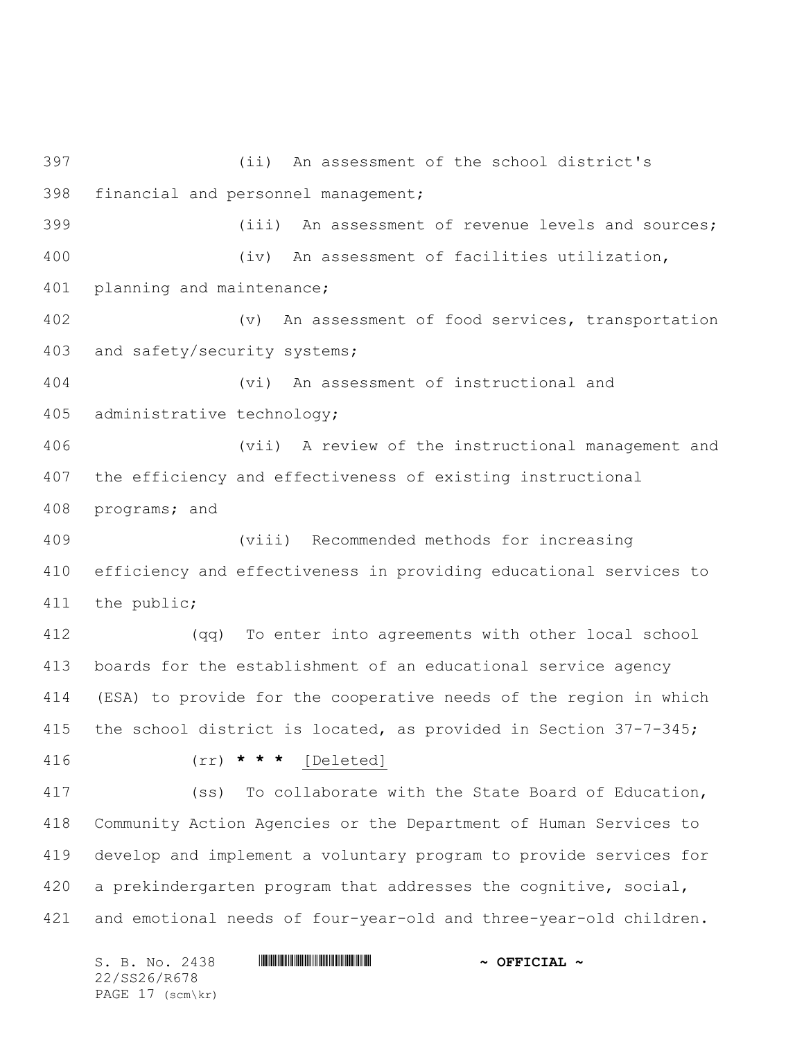(ii) An assessment of the school district's financial and personnel management;

(iii) An assessment of revenue levels and sources;

(iv) An assessment of facilities utilization, planning and maintenance;

(v) An assessment of food services, transportation and safety/security systems;

(vi) An assessment of instructional and administrative technology;

(vii) A review of the instructional management and the efficiency and effectiveness of existing instructional programs; and

(viii) Recommended methods for increasing efficiency and effectiveness in providing educational services to the public;

(qq) To enter into agreements with other local school boards for the establishment of an educational service agency (ESA) to provide for the cooperative needs of the region in which the school district is located, as provided in Section 37-7-345;

(rr) **\* \* \*** [Deleted]

(ss) To collaborate with the State Board of Education, Community Action Agencies or the Department of Human Services to develop and implement a voluntary program to provide services for a prekindergarten program that addresses the cognitive, social, and emotional needs of four-year-old and three-year-old children.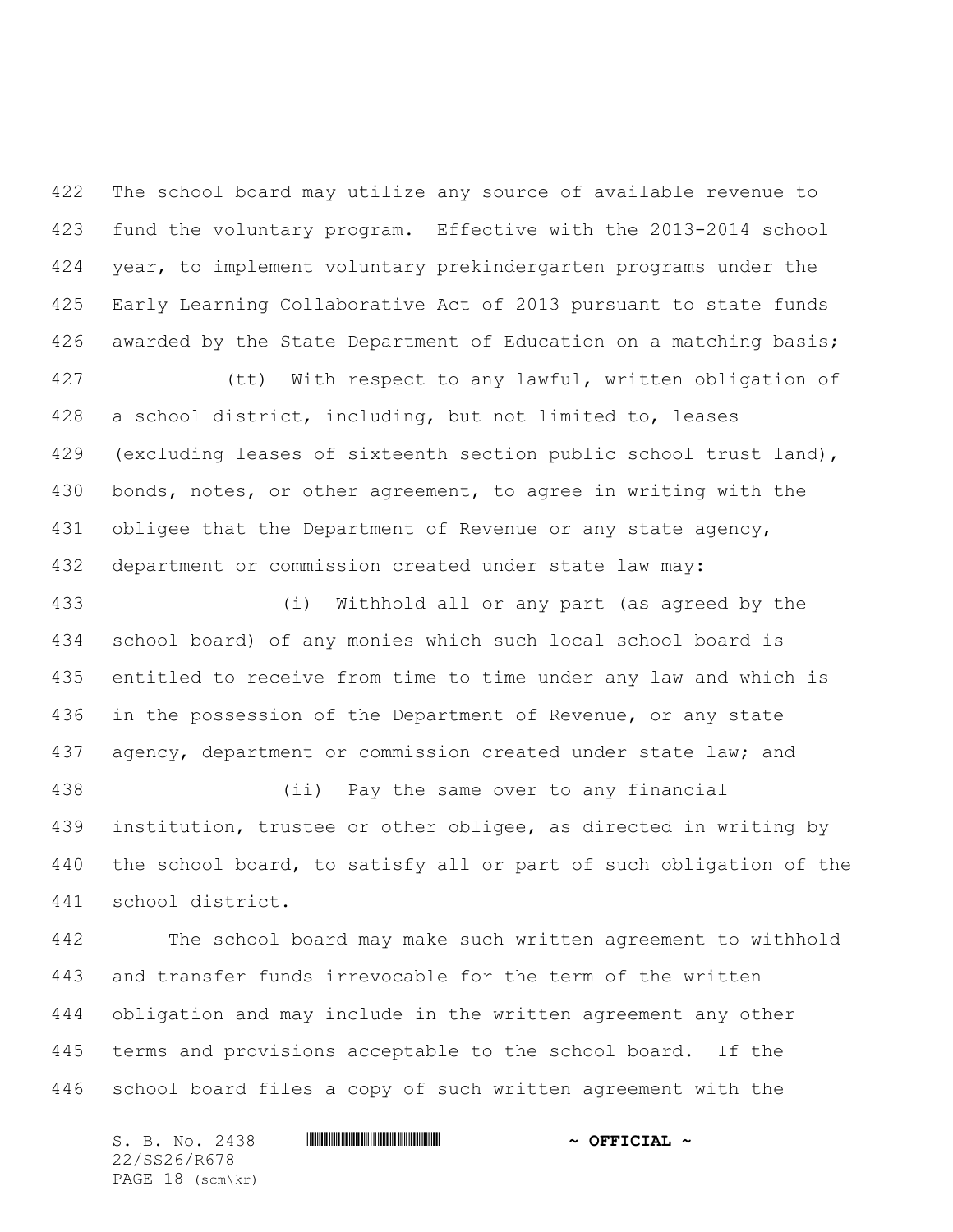The school board may utilize any source of available revenue to fund the voluntary program. Effective with the 2013-2014 school year, to implement voluntary prekindergarten programs under the Early Learning Collaborative Act of 2013 pursuant to state funds awarded by the State Department of Education on a matching basis;

(tt) With respect to any lawful, written obligation of a school district, including, but not limited to, leases (excluding leases of sixteenth section public school trust land), bonds, notes, or other agreement, to agree in writing with the obligee that the Department of Revenue or any state agency, department or commission created under state law may:

(i) Withhold all or any part (as agreed by the school board) of any monies which such local school board is entitled to receive from time to time under any law and which is in the possession of the Department of Revenue, or any state agency, department or commission created under state law; and

(ii) Pay the same over to any financial institution, trustee or other obligee, as directed in writing by the school board, to satisfy all or part of such obligation of the school district.

The school board may make such written agreement to withhold and transfer funds irrevocable for the term of the written obligation and may include in the written agreement any other terms and provisions acceptable to the school board. If the school board files a copy of such written agreement with the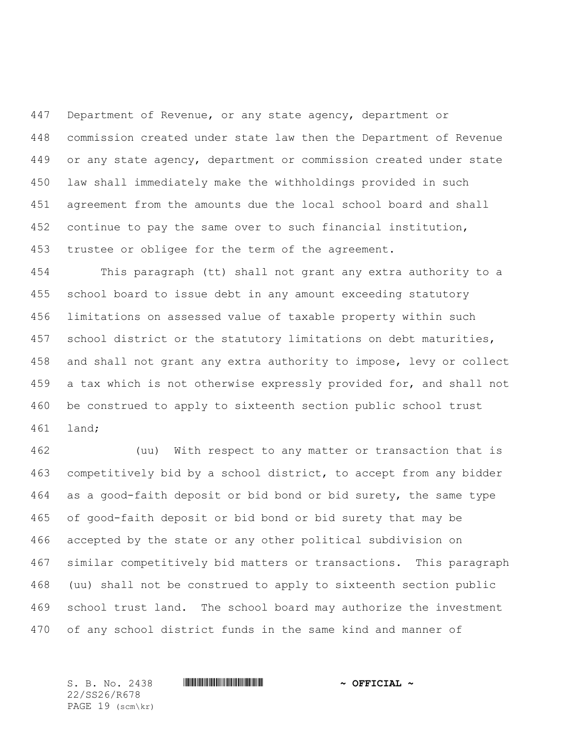Department of Revenue, or any state agency, department or commission created under state law then the Department of Revenue or any state agency, department or commission created under state law shall immediately make the withholdings provided in such agreement from the amounts due the local school board and shall continue to pay the same over to such financial institution, trustee or obligee for the term of the agreement.

This paragraph (tt) shall not grant any extra authority to a school board to issue debt in any amount exceeding statutory limitations on assessed value of taxable property within such school district or the statutory limitations on debt maturities, and shall not grant any extra authority to impose, levy or collect a tax which is not otherwise expressly provided for, and shall not be construed to apply to sixteenth section public school trust land;

(uu) With respect to any matter or transaction that is competitively bid by a school district, to accept from any bidder as a good-faith deposit or bid bond or bid surety, the same type of good-faith deposit or bid bond or bid surety that may be accepted by the state or any other political subdivision on similar competitively bid matters or transactions. This paragraph (uu) shall not be construed to apply to sixteenth section public school trust land. The school board may authorize the investment of any school district funds in the same kind and manner of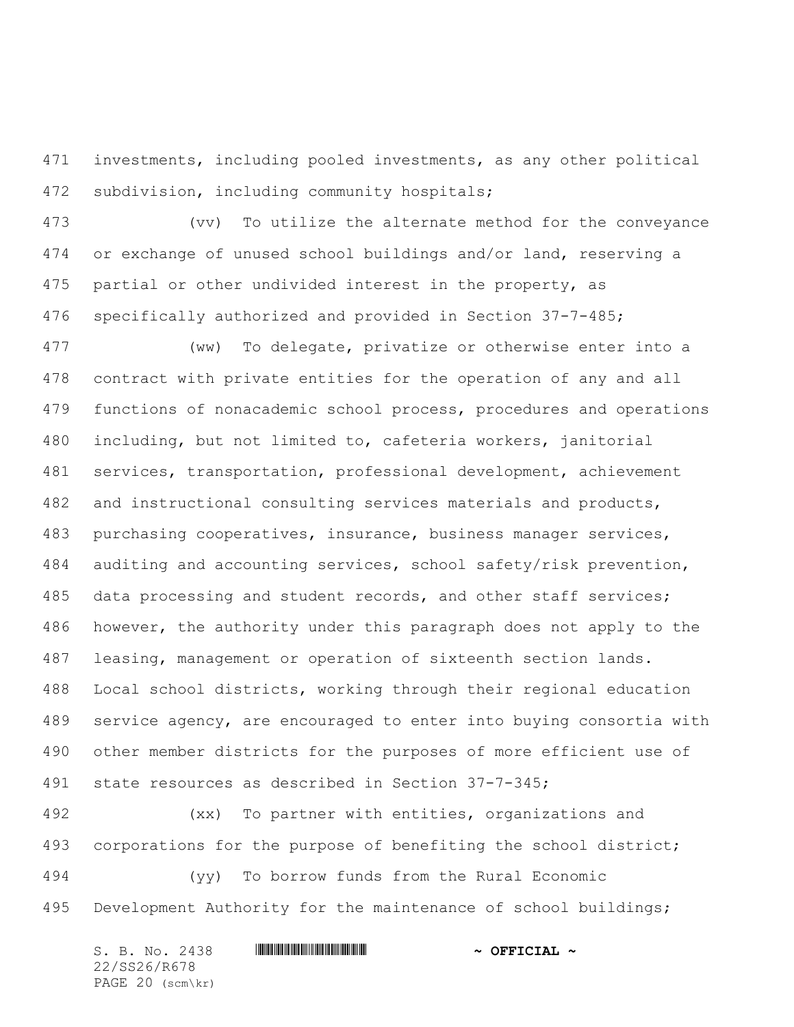investments, including pooled investments, as any other political subdivision, including community hospitals;

(vv) To utilize the alternate method for the conveyance or exchange of unused school buildings and/or land, reserving a partial or other undivided interest in the property, as specifically authorized and provided in Section 37-7-485;

(ww) To delegate, privatize or otherwise enter into a contract with private entities for the operation of any and all functions of nonacademic school process, procedures and operations including, but not limited to, cafeteria workers, janitorial services, transportation, professional development, achievement and instructional consulting services materials and products, purchasing cooperatives, insurance, business manager services, auditing and accounting services, school safety/risk prevention, data processing and student records, and other staff services; however, the authority under this paragraph does not apply to the leasing, management or operation of sixteenth section lands. Local school districts, working through their regional education service agency, are encouraged to enter into buying consortia with other member districts for the purposes of more efficient use of state resources as described in Section 37-7-345;

(xx) To partner with entities, organizations and corporations for the purpose of benefiting the school district;

(yy) To borrow funds from the Rural Economic Development Authority for the maintenance of school buildings;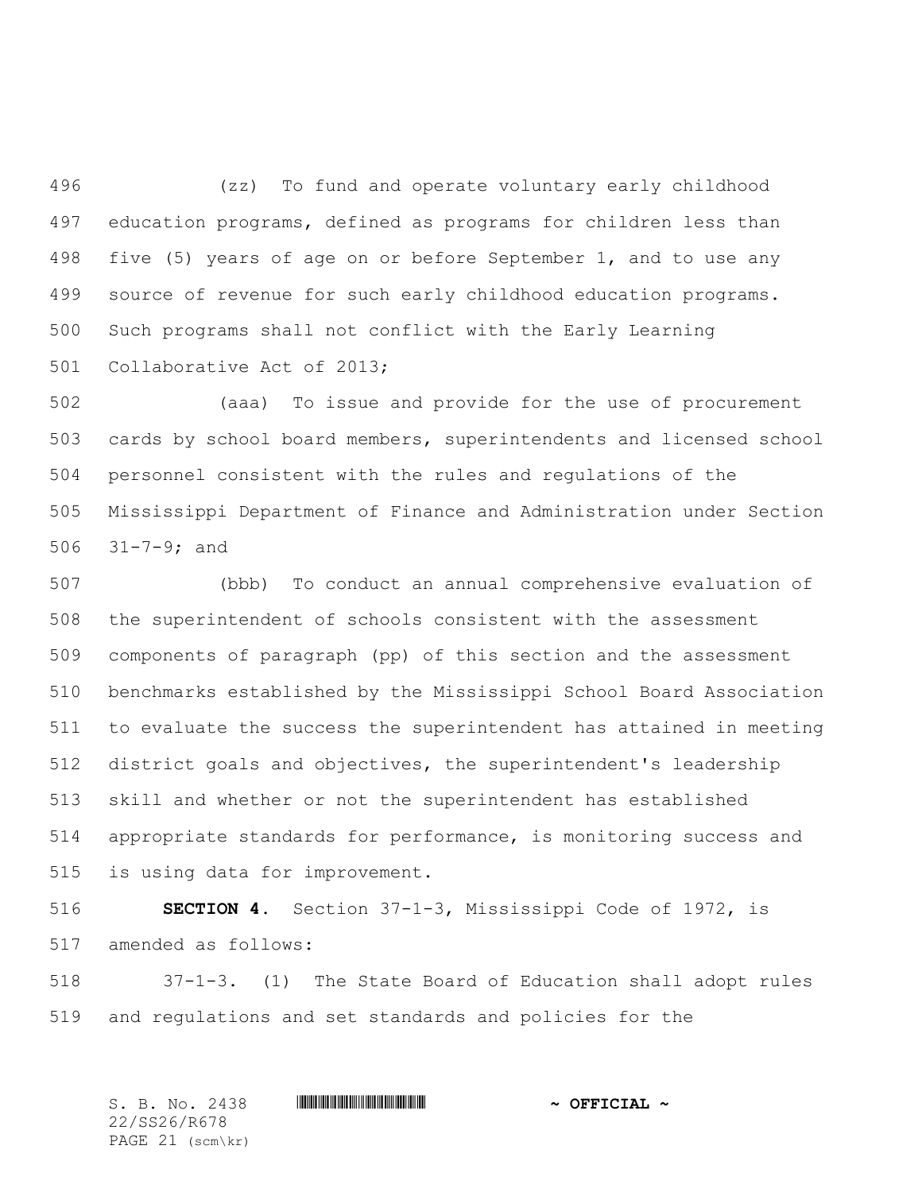(zz) To fund and operate voluntary early childhood education programs, defined as programs for children less than five (5) years of age on or before September 1, and to use any source of revenue for such early childhood education programs. Such programs shall not conflict with the Early Learning Collaborative Act of 2013;

(aaa) To issue and provide for the use of procurement cards by school board members, superintendents and licensed school personnel consistent with the rules and regulations of the Mississippi Department of Finance and Administration under Section 31-7-9; and

(bbb) To conduct an annual comprehensive evaluation of the superintendent of schools consistent with the assessment components of paragraph (pp) of this section and the assessment benchmarks established by the Mississippi School Board Association to evaluate the success the superintendent has attained in meeting district goals and objectives, the superintendent's leadership skill and whether or not the superintendent has established appropriate standards for performance, is monitoring success and is using data for improvement.

**SECTION 4.** Section 37-1-3, Mississippi Code of 1972, is amended as follows:

37-1-3. (1) The State Board of Education shall adopt rules and regulations and set standards and policies for the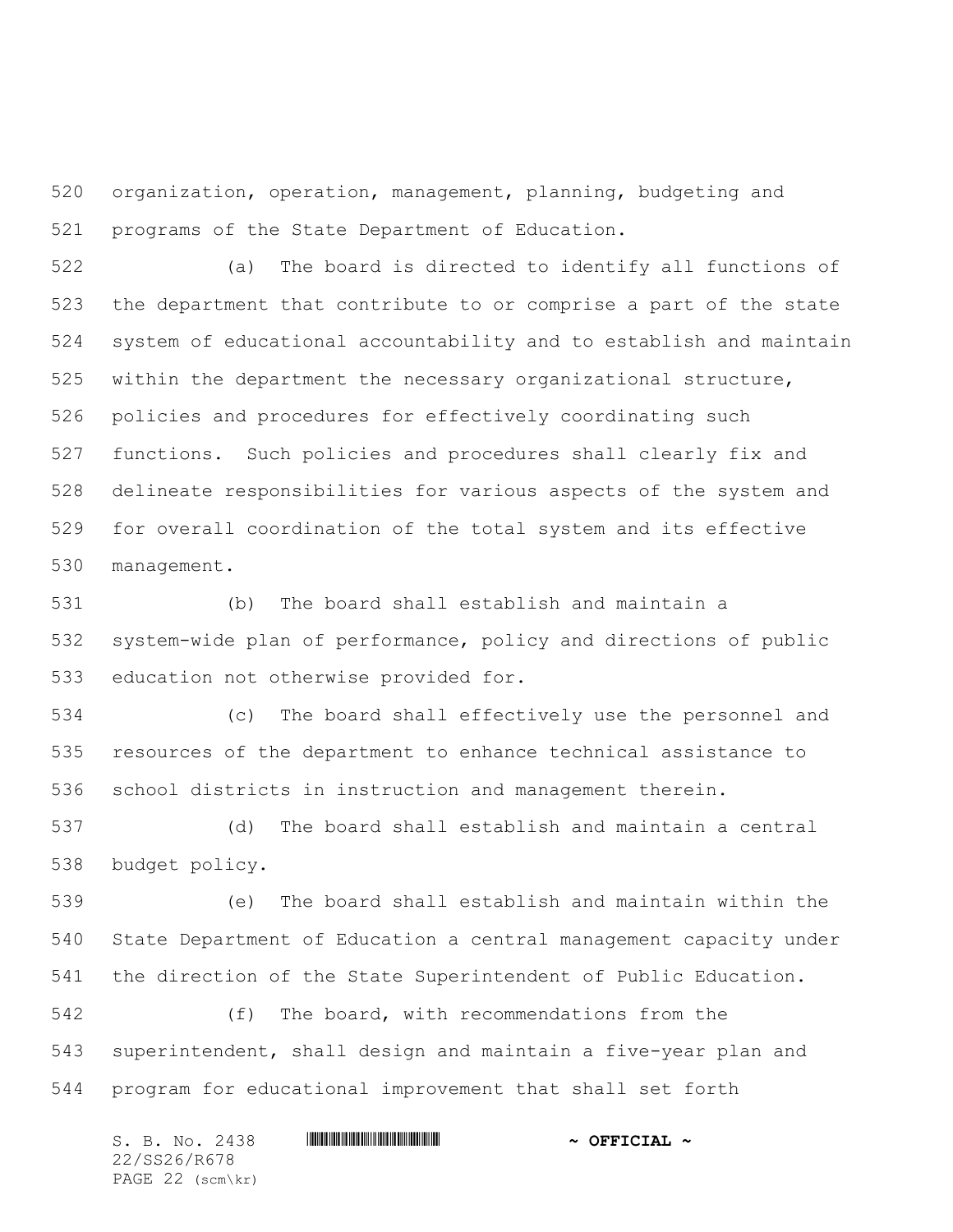organization, operation, management, planning, budgeting and programs of the State Department of Education.

(a) The board is directed to identify all functions of the department that contribute to or comprise a part of the state system of educational accountability and to establish and maintain within the department the necessary organizational structure, policies and procedures for effectively coordinating such functions. Such policies and procedures shall clearly fix and delineate responsibilities for various aspects of the system and for overall coordination of the total system and its effective management.

(b) The board shall establish and maintain a system-wide plan of performance, policy and directions of public education not otherwise provided for.

(c) The board shall effectively use the personnel and resources of the department to enhance technical assistance to school districts in instruction and management therein.

(d) The board shall establish and maintain a central budget policy.

(e) The board shall establish and maintain within the State Department of Education a central management capacity under the direction of the State Superintendent of Public Education.

(f) The board, with recommendations from the superintendent, shall design and maintain a five-year plan and program for educational improvement that shall set forth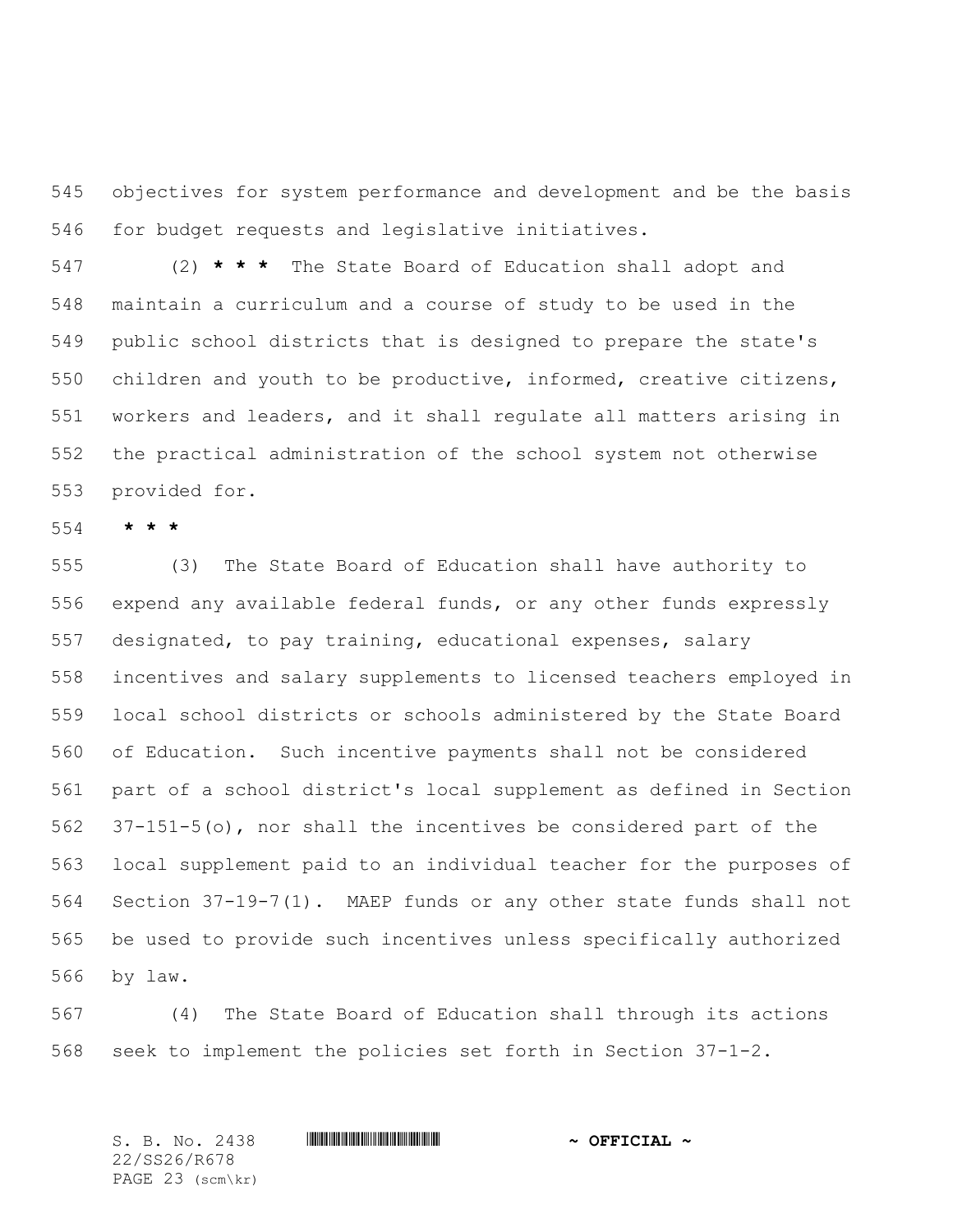objectives for system performance and development and be the basis for budget requests and legislative initiatives.

(2) **\* \* \*** The State Board of Education shall adopt and maintain a curriculum and a course of study to be used in the public school districts that is designed to prepare the state's children and youth to be productive, informed, creative citizens, workers and leaders, and it shall regulate all matters arising in the practical administration of the school system not otherwise provided for.

**\* \* \***

(3) The State Board of Education shall have authority to expend any available federal funds, or any other funds expressly designated, to pay training, educational expenses, salary incentives and salary supplements to licensed teachers employed in local school districts or schools administered by the State Board of Education. Such incentive payments shall not be considered part of a school district's local supplement as defined in Section 37-151-5(o), nor shall the incentives be considered part of the local supplement paid to an individual teacher for the purposes of Section 37-19-7(1). MAEP funds or any other state funds shall not be used to provide such incentives unless specifically authorized by law.

(4) The State Board of Education shall through its actions seek to implement the policies set forth in Section 37-1-2.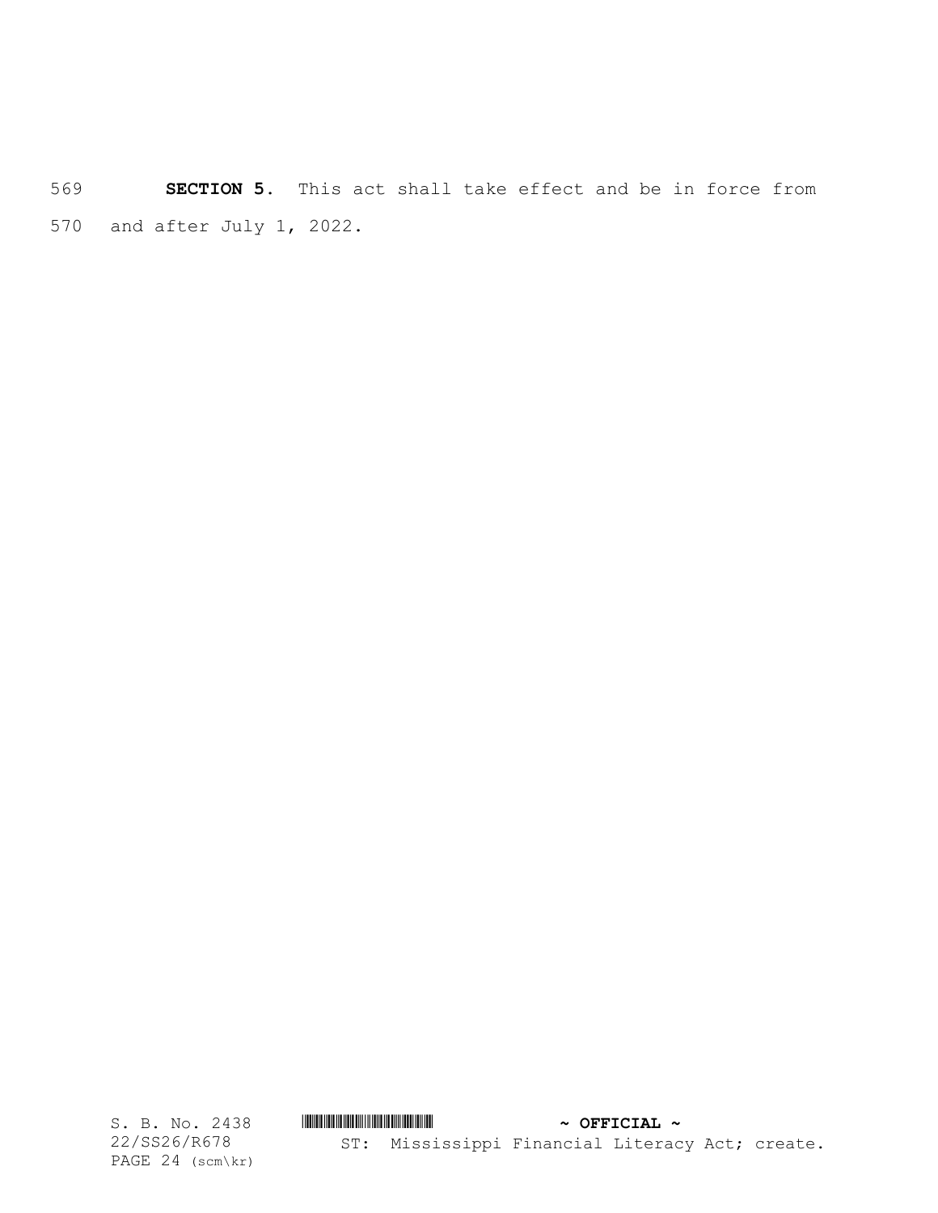**SECTION 5.** This act shall take effect and be in force from and after July 1, 2022.